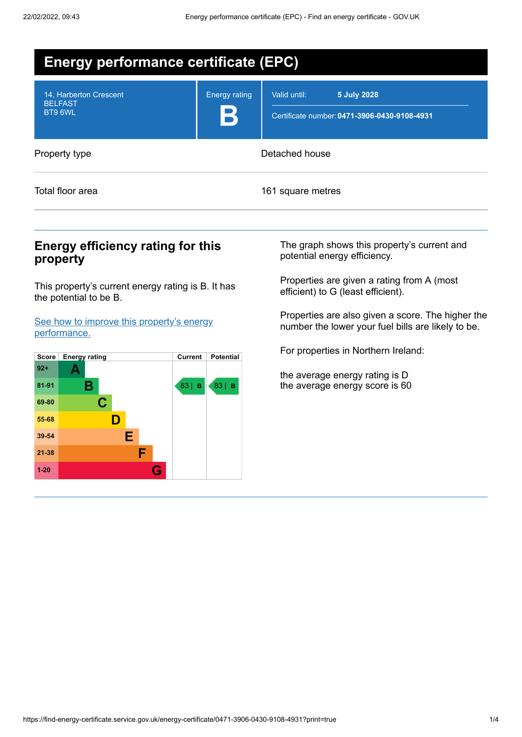# Energy performance certificate (EPC)

| | | |
|---|---|---|
| 14, Harberton Crescent<br>BELFAST<br>BT9 6WL | Energy rating<br>**B** | Valid until: **5 July 2028**<br>Certificate number: **0471-3906-0430-9108-4931** |

| | |
|---|---|
| Property type | Detached house |
| Total floor area | 161 square metres |

## Energy efficiency rating for this property

This property's current energy rating is B. It has the potential to be B.

[See how to improve this property's energy performance.](#)

| Score | Energy rating | Current | Potential |
|---|---|---|---|
| 92+ | A | | |
| 81-91 | B | 83 \| B | 83 \| B |
| 69-80 | C | | |
| 55-68 | D | | |
| 39-54 | E | | |
| 21-38 | F | | |
| 1-20 | G | | |

The graph shows this property's current and potential energy efficiency.

Properties are given a rating from A (most efficient) to G (least efficient).

Properties are also given a score. The higher the number the lower your fuel bills are likely to be.

For properties in Northern Ireland:

the average energy rating is D
the average energy score is 60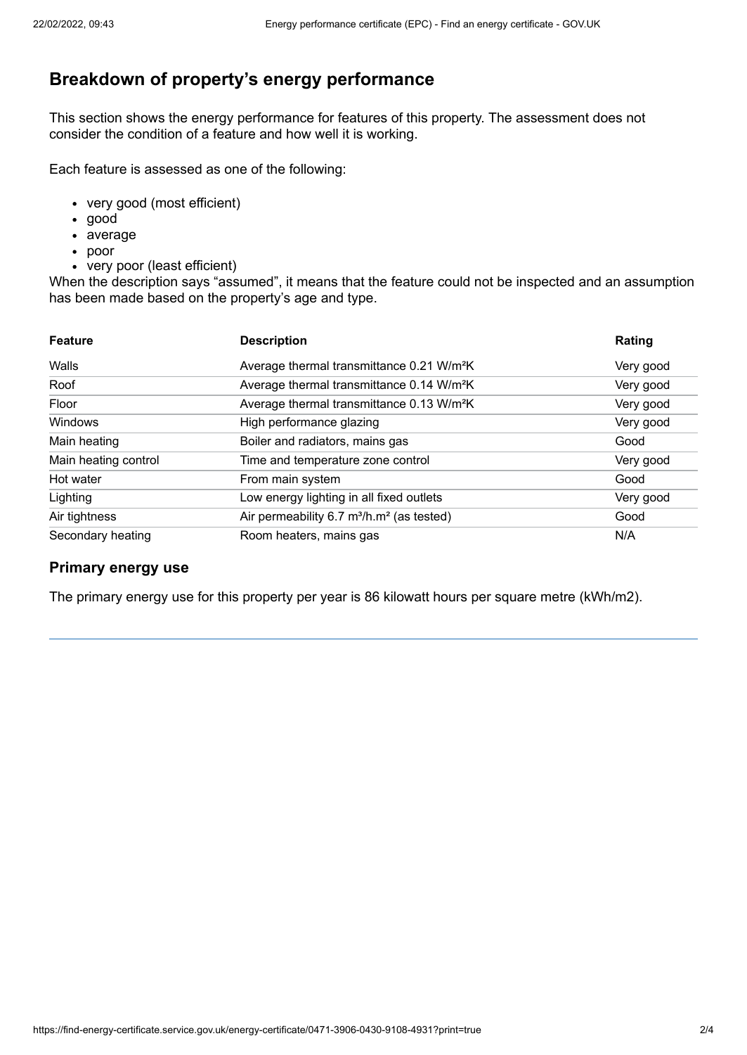## Breakdown of property's energy performance

This section shows the energy performance for features of this property. The assessment does not consider the condition of a feature and how well it is working.

Each feature is assessed as one of the following:

- very good (most efficient)
- good
- average
- poor
- very poor (least efficient)

When the description says "assumed", it means that the feature could not be inspected and an assumption has been made based on the property's age and type.

| Feature | Description | Rating |
|---|---|---|
| Walls | Average thermal transmittance 0.21 $W/m^2K$ | Very good |
| Roof | Average thermal transmittance 0.14 $W/m^2K$ | Very good |
| Floor | Average thermal transmittance 0.13 $W/m^2K$ | Very good |
| Windows | High performance glazing | Very good |
| Main heating | Boiler and radiators, mains gas | Good |
| Main heating control | Time and temperature zone control | Very good |
| Hot water | From main system | Good |
| Lighting | Low energy lighting in all fixed outlets | Very good |
| Air tightness | Air permeability 6.7 $m^3/h.m^2$ (as tested) | Good |
| Secondary heating | Room heaters, mains gas | N/A |

### Primary energy use

The primary energy use for this property per year is 86 kilowatt hours per square metre (kWh/m2).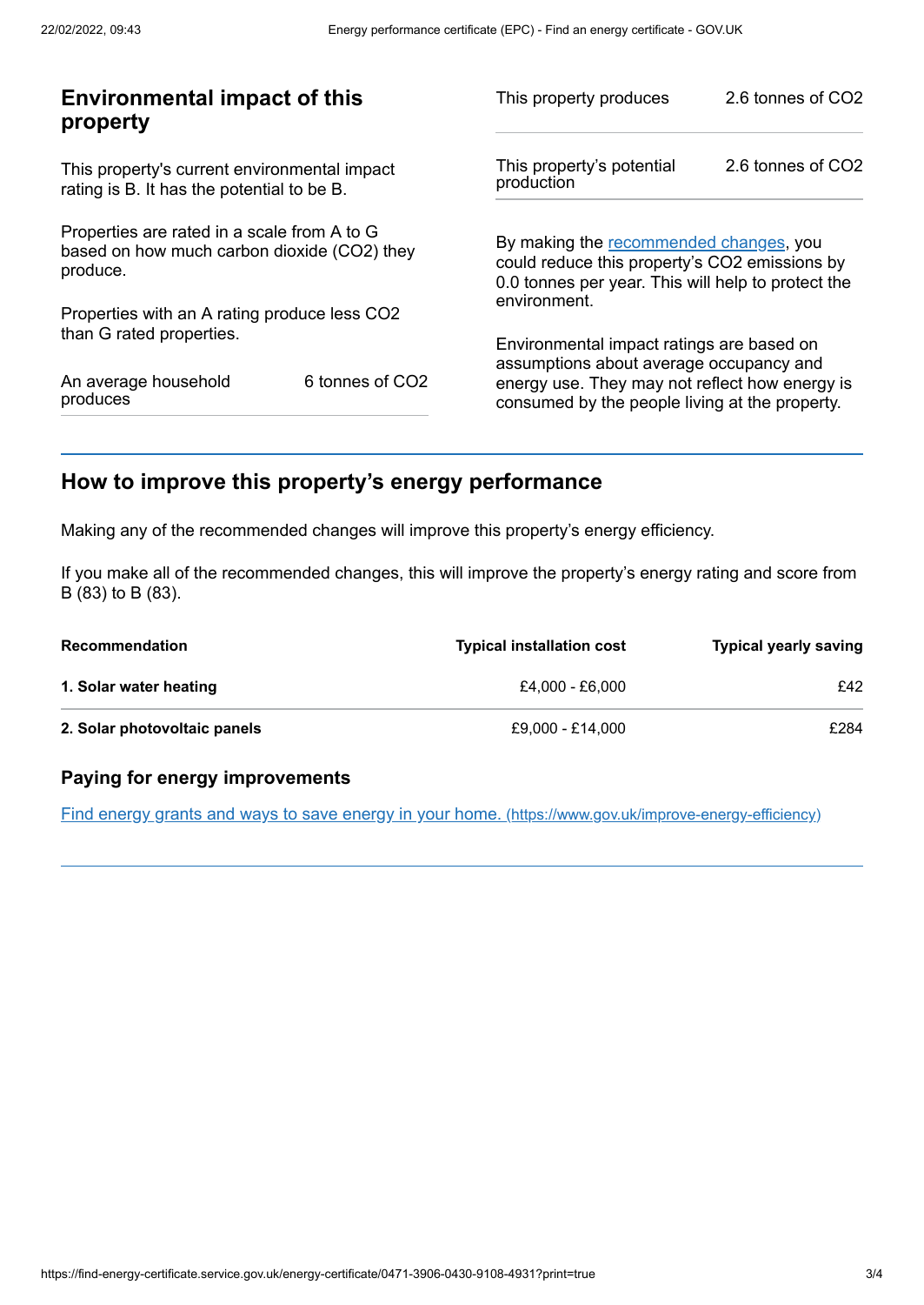## Environmental impact of this property

This property's current environmental impact rating is B. It has the potential to be B.

Properties are rated in a scale from A to G based on how much carbon dioxide ($CO_2$) they produce.

Properties with an A rating produce less $CO_2$ than G rated properties.

| | |
|---|---|
| An average household produces | 6 tonnes of $CO_2$ |
| This property produces | 2.6 tonnes of $CO_2$ |
| This property's potential production | 2.6 tonnes of $CO_2$ |

By making the recommended changes, you could reduce this property's $CO_2$ emissions by 0.0 tonnes per year. This will help to protect the environment.

Environmental impact ratings are based on assumptions about average occupancy and energy use. They may not reflect how energy is consumed by the people living at the property.

## How to improve this property's energy performance

Making any of the recommended changes will improve this property's energy efficiency.

If you make all of the recommended changes, this will improve the property's energy rating and score from B (83) to B (83).

| Recommendation | Typical installation cost | Typical yearly saving |
|---|---|---|
| **1. Solar water heating** | £4,000 - £6,000 | £42 |
| **2. Solar photovoltaic panels** | £9,000 - £14,000 | £284 |

### Paying for energy improvements

[Find energy grants and ways to save energy in your home. (https://www.gov.uk/improve-energy-efficiency)](https://www.gov.uk/improve-energy-efficiency)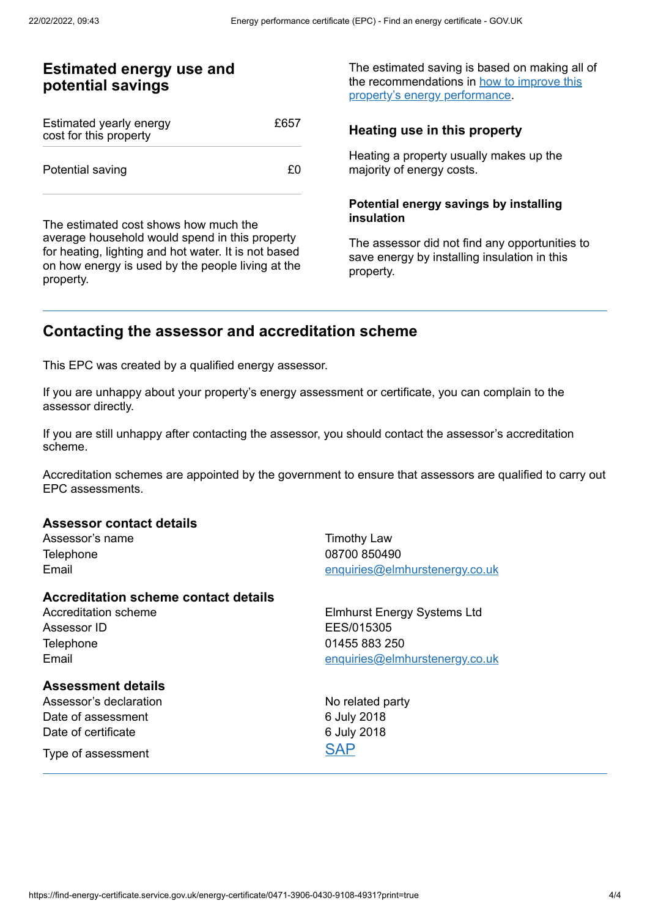## Estimated energy use and potential savings

| | |
|---|---|
| Estimated yearly energy cost for this property | £657 |
| Potential saving | £0 |

The estimated cost shows how much the average household would spend in this property for heating, lighting and hot water. It is not based on how energy is used by the people living at the property.

The estimated saving is based on making all of the recommendations in how to improve this property's energy performance.

### Heating use in this property

Heating a property usually makes up the majority of energy costs.

#### Potential energy savings by installing insulation

The assessor did not find any opportunities to save energy by installing insulation in this property.

## Contacting the assessor and accreditation scheme

This EPC was created by a qualified energy assessor.

If you are unhappy about your property's energy assessment or certificate, you can complain to the assessor directly.

If you are still unhappy after contacting the assessor, you should contact the assessor's accreditation scheme.

Accreditation schemes are appointed by the government to ensure that assessors are qualified to carry out EPC assessments.

### Assessor contact details

| | |
|---|---|
| Assessor's name | Timothy Law |
| Telephone | 08700 850490 |
| Email | enquiries@elmhurstenergy.co.uk |

### Accreditation scheme contact details

| | |
|---|---|
| Accreditation scheme | Elmhurst Energy Systems Ltd |
| Assessor ID | EES/015305 |
| Telephone | 01455 883 250 |
| Email | enquiries@elmhurstenergy.co.uk |

### Assessment details

| | |
|---|---|
| Assessor's declaration | No related party |
| Date of assessment | 6 July 2018 |
| Date of certificate | 6 July 2018 |
| Type of assessment | SAP |